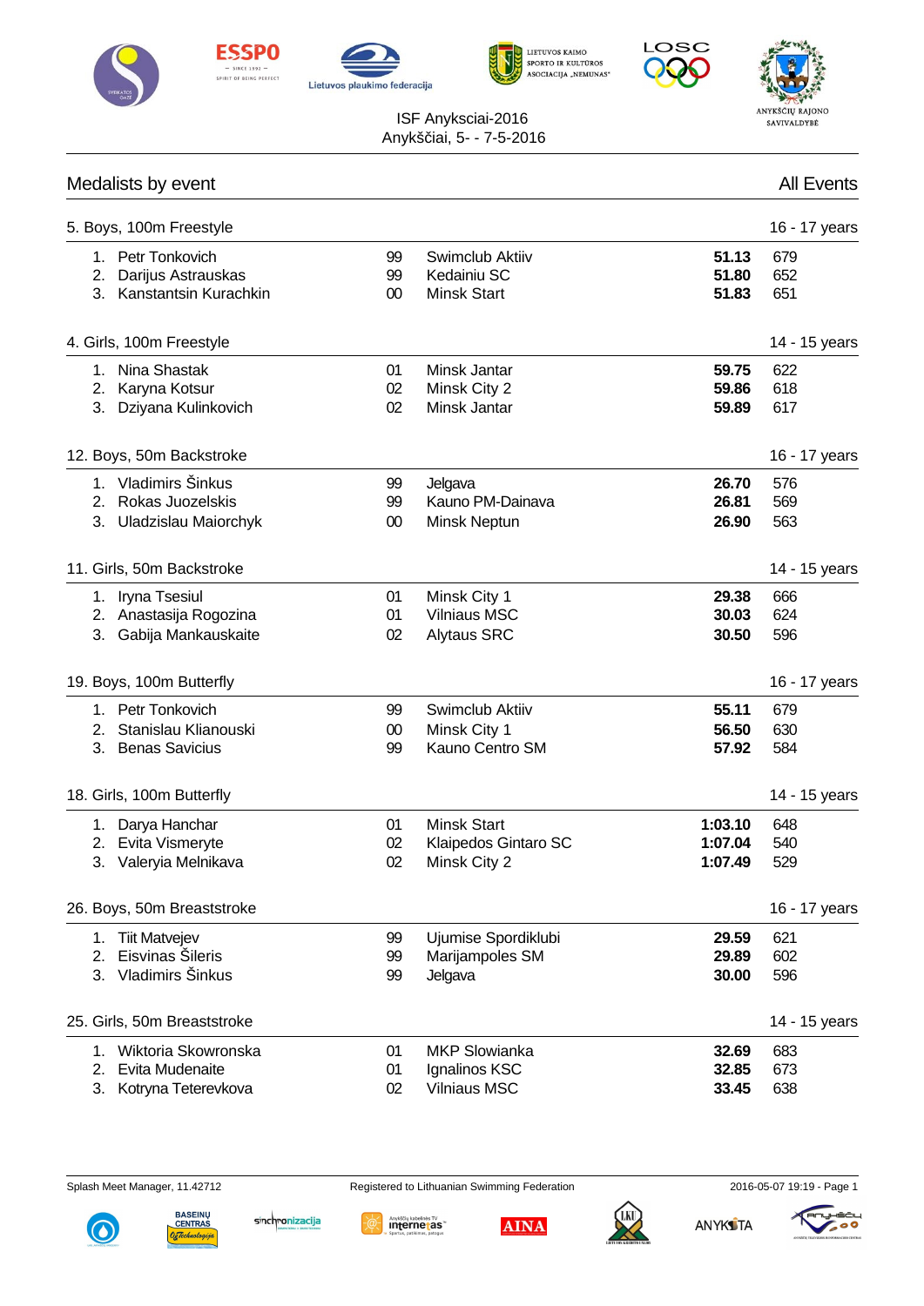ISF Anyksciai-2016
Anykščiai, 5- - 7-5-2016

## Medalists by event — All Events

### 5. Boys, 100m Freestyle — 16 - 17 years

| Place | Name | YoB | Club | Time | Points |
|---|---|---|---|---|---|
| 1. | Petr Tonkovich | 99 | Swimclub Aktiiv | **51.13** | 679 |
| 2. | Darijus Astrauskas | 99 | Kedainiu SC | **51.80** | 652 |
| 3. | Kanstantsin Kurachkin | 00 | Minsk Start | **51.83** | 651 |

### 4. Girls, 100m Freestyle — 14 - 15 years

| Place | Name | YoB | Club | Time | Points |
|---|---|---|---|---|---|
| 1. | Nina Shastak | 01 | Minsk Jantar | **59.75** | 622 |
| 2. | Karyna Kotsur | 02 | Minsk City 2 | **59.86** | 618 |
| 3. | Dziyana Kulinkovich | 02 | Minsk Jantar | **59.89** | 617 |

### 12. Boys, 50m Backstroke — 16 - 17 years

| Place | Name | YoB | Club | Time | Points |
|---|---|---|---|---|---|
| 1. | Vladimirs Šinkus | 99 | Jelgava | **26.70** | 576 |
| 2. | Rokas Juozelskis | 99 | Kauno PM-Dainava | **26.81** | 569 |
| 3. | Uladzislau Maiorchyk | 00 | Minsk Neptun | **26.90** | 563 |

### 11. Girls, 50m Backstroke — 14 - 15 years

| Place | Name | YoB | Club | Time | Points |
|---|---|---|---|---|---|
| 1. | Iryna Tsesiul | 01 | Minsk City 1 | **29.38** | 666 |
| 2. | Anastasija Rogozina | 01 | Vilniaus MSC | **30.03** | 624 |
| 3. | Gabija Mankauskaite | 02 | Alytaus SRC | **30.50** | 596 |

### 19. Boys, 100m Butterfly — 16 - 17 years

| Place | Name | YoB | Club | Time | Points |
|---|---|---|---|---|---|
| 1. | Petr Tonkovich | 99 | Swimclub Aktiiv | **55.11** | 679 |
| 2. | Stanislau Klianouski | 00 | Minsk City 1 | **56.50** | 630 |
| 3. | Benas Savicius | 99 | Kauno Centro SM | **57.92** | 584 |

### 18. Girls, 100m Butterfly — 14 - 15 years

| Place | Name | YoB | Club | Time | Points |
|---|---|---|---|---|---|
| 1. | Darya Hanchar | 01 | Minsk Start | **1:03.10** | 648 |
| 2. | Evita Vismeryte | 02 | Klaipedos Gintaro SC | **1:07.04** | 540 |
| 3. | Valeryia Melnikava | 02 | Minsk City 2 | **1:07.49** | 529 |

### 26. Boys, 50m Breaststroke — 16 - 17 years

| Place | Name | YoB | Club | Time | Points |
|---|---|---|---|---|---|
| 1. | Tiit Matvejev | 99 | Ujumise Spordiklubi | **29.59** | 621 |
| 2. | Eisvinas Šileris | 99 | Marijampoles SM | **29.89** | 602 |
| 3. | Vladimirs Šinkus | 99 | Jelgava | **30.00** | 596 |

### 25. Girls, 50m Breaststroke — 14 - 15 years

| Place | Name | YoB | Club | Time | Points |
|---|---|---|---|---|---|
| 1. | Wiktoria Skowronska | 01 | MKP Slowianka | **32.69** | 683 |
| 2. | Evita Mudenaite | 01 | Ignalinos KSC | **32.85** | 673 |
| 3. | Kotryna Teterevkova | 02 | Vilniaus MSC | **33.45** | 638 |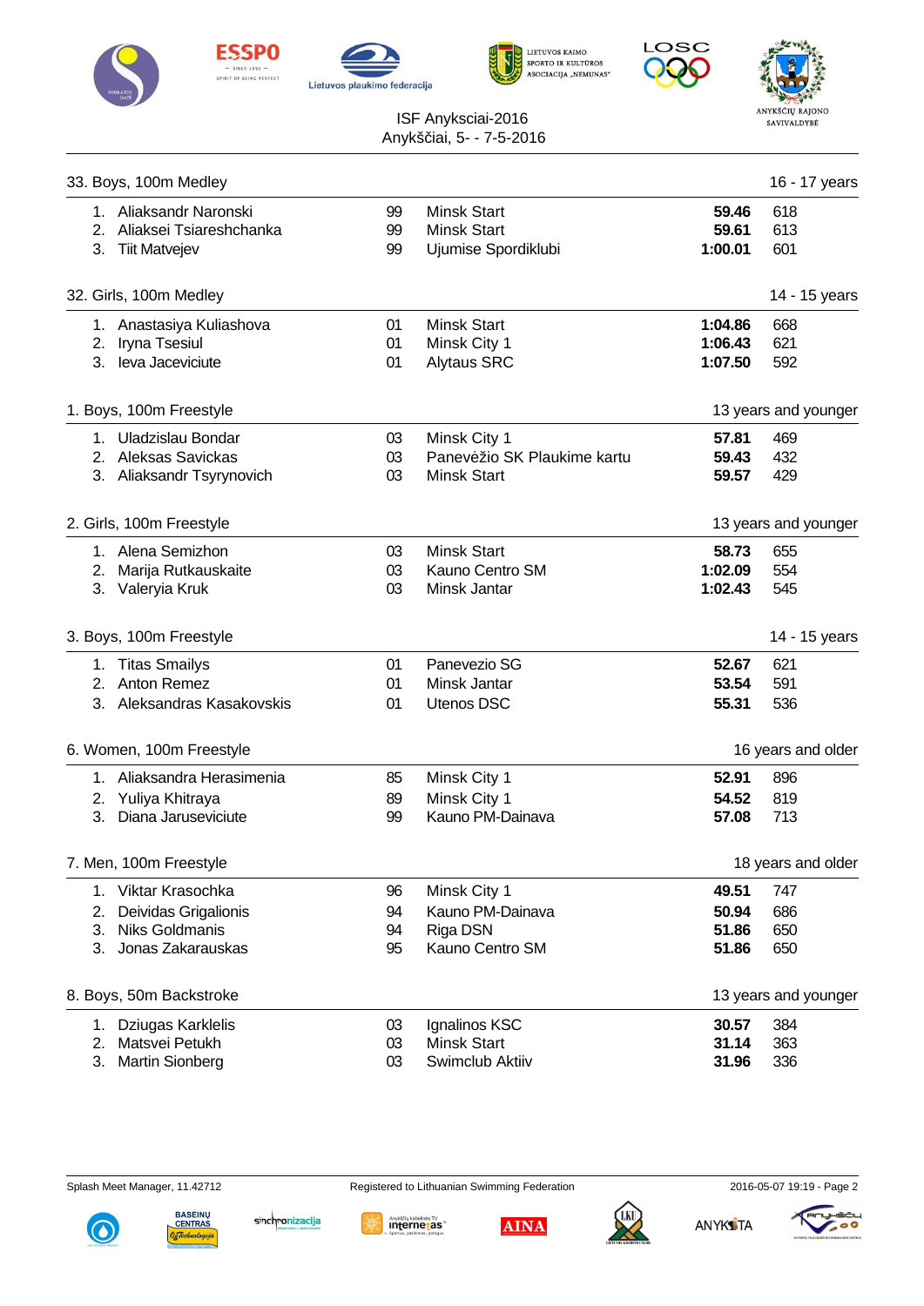ISF Anyksciai-2016
Anykščiai, 5- - 7-5-2016

## 33. Boys, 100m Medley — 16 - 17 years

| | Name | YOB | Club | Time | Points |
|---|---|---|---|---|---|
| 1. | Aliaksandr Naronski | 99 | Minsk Start | **59.46** | 618 |
| 2. | Aliaksei Tsiareshchanka | 99 | Minsk Start | **59.61** | 613 |
| 3. | Tiit Matvejev | 99 | Ujumise Spordiklubi | **1:00.01** | 601 |

## 32. Girls, 100m Medley — 14 - 15 years

| | Name | YOB | Club | Time | Points |
|---|---|---|---|---|---|
| 1. | Anastasiya Kuliashova | 01 | Minsk Start | **1:04.86** | 668 |
| 2. | Iryna Tsesiul | 01 | Minsk City 1 | **1:06.43** | 621 |
| 3. | Ieva Jaceviciute | 01 | Alytaus SRC | **1:07.50** | 592 |

## 1. Boys, 100m Freestyle — 13 years and younger

| | Name | YOB | Club | Time | Points |
|---|---|---|---|---|---|
| 1. | Uladzislau Bondar | 03 | Minsk City 1 | **57.81** | 469 |
| 2. | Aleksas Savickas | 03 | Panevėžio SK Plaukime kartu | **59.43** | 432 |
| 3. | Aliaksandr Tsyrynovich | 03 | Minsk Start | **59.57** | 429 |

## 2. Girls, 100m Freestyle — 13 years and younger

| | Name | YOB | Club | Time | Points |
|---|---|---|---|---|---|
| 1. | Alena Semizhon | 03 | Minsk Start | **58.73** | 655 |
| 2. | Marija Rutkauskaite | 03 | Kauno Centro SM | **1:02.09** | 554 |
| 3. | Valeryia Kruk | 03 | Minsk Jantar | **1:02.43** | 545 |

## 3. Boys, 100m Freestyle — 14 - 15 years

| | Name | YOB | Club | Time | Points |
|---|---|---|---|---|---|
| 1. | Titas Smailys | 01 | Panevezio SG | **52.67** | 621 |
| 2. | Anton Remez | 01 | Minsk Jantar | **53.54** | 591 |
| 3. | Aleksandras Kasakovskis | 01 | Utenos DSC | **55.31** | 536 |

## 6. Women, 100m Freestyle — 16 years and older

| | Name | YOB | Club | Time | Points |
|---|---|---|---|---|---|
| 1. | Aliaksandra Herasimenia | 85 | Minsk City 1 | **52.91** | 896 |
| 2. | Yuliya Khitraya | 89 | Minsk City 1 | **54.52** | 819 |
| 3. | Diana Jaruseviciute | 99 | Kauno PM-Dainava | **57.08** | 713 |

## 7. Men, 100m Freestyle — 18 years and older

| | Name | YOB | Club | Time | Points |
|---|---|---|---|---|---|
| 1. | Viktar Krasochka | 96 | Minsk City 1 | **49.51** | 747 |
| 2. | Deividas Grigalionis | 94 | Kauno PM-Dainava | **50.94** | 686 |
| 3. | Niks Goldmanis | 94 | Riga DSN | **51.86** | 650 |
| 3. | Jonas Zakarauskas | 95 | Kauno Centro SM | **51.86** | 650 |

## 8. Boys, 50m Backstroke — 13 years and younger

| | Name | YOB | Club | Time | Points |
|---|---|---|---|---|---|
| 1. | Dziugas Karklelis | 03 | Ignalinos KSC | **30.57** | 384 |
| 2. | Matsvei Petukh | 03 | Minsk Start | **31.14** | 363 |
| 3. | Martin Sionberg | 03 | Swimclub Aktiiv | **31.96** | 336 |

Splash Meet Manager, 11.42712 — Registered to Lithuanian Swimming Federation — 2016-05-07 19:19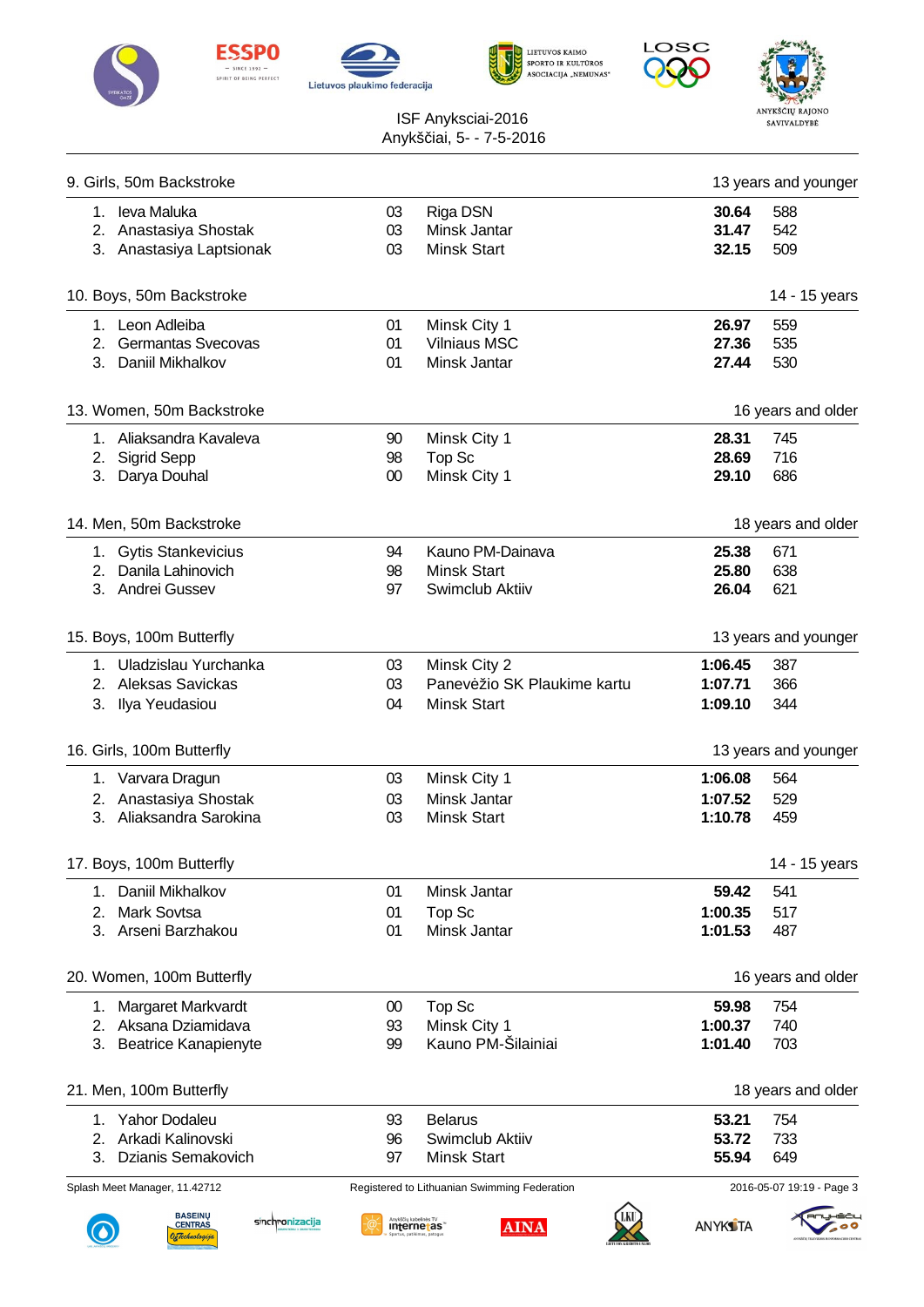ISF Anyksciai-2016
Anykščiai, 5- - 7-5-2016

| 9. Girls, 50m Backstroke | | | | 13 years and younger |
|---|---|---|---|---|
| 1. Ieva Maluka | 03 | Riga DSN | **30.64** | 588 |
| 2. Anastasiya Shostak | 03 | Minsk Jantar | **31.47** | 542 |
| 3. Anastasiya Laptsionak | 03 | Minsk Start | **32.15** | 509 |

| 10. Boys, 50m Backstroke | | | | 14 - 15 years |
|---|---|---|---|---|
| 1. Leon Adleiba | 01 | Minsk City 1 | **26.97** | 559 |
| 2. Germantas Svecovas | 01 | Vilniaus MSC | **27.36** | 535 |
| 3. Daniil Mikhalkov | 01 | Minsk Jantar | **27.44** | 530 |

| 13. Women, 50m Backstroke | | | | 16 years and older |
|---|---|---|---|---|
| 1. Aliaksandra Kavaleva | 90 | Minsk City 1 | **28.31** | 745 |
| 2. Sigrid Sepp | 98 | Top Sc | **28.69** | 716 |
| 3. Darya Douhal | 00 | Minsk City 1 | **29.10** | 686 |

| 14. Men, 50m Backstroke | | | | 18 years and older |
|---|---|---|---|---|
| 1. Gytis Stankevicius | 94 | Kauno PM-Dainava | **25.38** | 671 |
| 2. Danila Lahinovich | 98 | Minsk Start | **25.80** | 638 |
| 3. Andrei Gussev | 97 | Swimclub Aktiiv | **26.04** | 621 |

| 15. Boys, 100m Butterfly | | | | 13 years and younger |
|---|---|---|---|---|
| 1. Uladzislau Yurchanka | 03 | Minsk City 2 | **1:06.45** | 387 |
| 2. Aleksas Savickas | 03 | Panevėžio SK Plaukime kartu | **1:07.71** | 366 |
| 3. Ilya Yeudasiou | 04 | Minsk Start | **1:09.10** | 344 |

| 16. Girls, 100m Butterfly | | | | 13 years and younger |
|---|---|---|---|---|
| 1. Varvara Dragun | 03 | Minsk City 1 | **1:06.08** | 564 |
| 2. Anastasiya Shostak | 03 | Minsk Jantar | **1:07.52** | 529 |
| 3. Aliaksandra Sarokina | 03 | Minsk Start | **1:10.78** | 459 |

| 17. Boys, 100m Butterfly | | | | 14 - 15 years |
|---|---|---|---|---|
| 1. Daniil Mikhalkov | 01 | Minsk Jantar | **59.42** | 541 |
| 2. Mark Sovtsa | 01 | Top Sc | **1:00.35** | 517 |
| 3. Arseni Barzhakou | 01 | Minsk Jantar | **1:01.53** | 487 |

| 20. Women, 100m Butterfly | | | | 16 years and older |
|---|---|---|---|---|
| 1. Margaret Markvardt | 00 | Top Sc | **59.98** | 754 |
| 2. Aksana Dziamidava | 93 | Minsk City 1 | **1:00.37** | 740 |
| 3. Beatrice Kanapienyte | 99 | Kauno PM-Šilainiai | **1:01.40** | 703 |

| 21. Men, 100m Butterfly | | | | 18 years and older |
|---|---|---|---|---|
| 1. Yahor Dodaleu | 93 | Belarus | **53.21** | 754 |
| 2. Arkadi Kalinovski | 96 | Swimclub Aktiiv | **53.72** | 733 |
| 3. Dzianis Semakovich | 97 | Minsk Start | **55.94** | 649 |

Splash Meet Manager, 11.42712 — Registered to Lithuanian Swimming Federation — 2016-05-07 19:19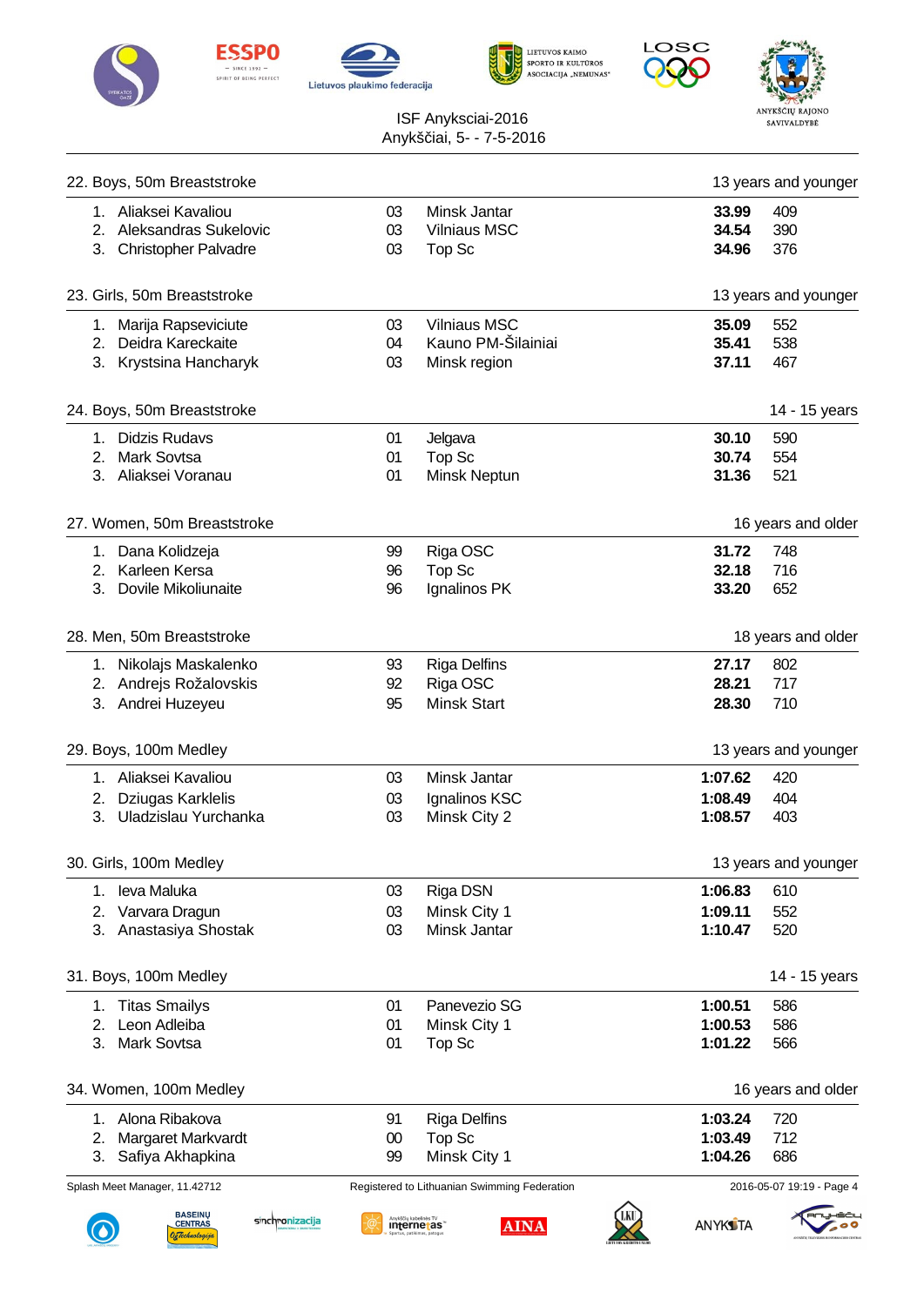ISF Anyksciai-2016
Anykščiai, 5- - 7-5-2016

### 22. Boys, 50m Breaststroke — 13 years and younger

| | Name | YB | Club | Time | Pts |
|---|---|---|---|---|---|
| 1. | Aliaksei Kavaliou | 03 | Minsk Jantar | **33.99** | 409 |
| 2. | Aleksandras Sukelovic | 03 | Vilniaus MSC | **34.54** | 390 |
| 3. | Christopher Palvadre | 03 | Top Sc | **34.96** | 376 |

### 23. Girls, 50m Breaststroke — 13 years and younger

| | Name | YB | Club | Time | Pts |
|---|---|---|---|---|---|
| 1. | Marija Rapseviciute | 03 | Vilniaus MSC | **35.09** | 552 |
| 2. | Deidra Kareckaite | 04 | Kauno PM-Šilainiai | **35.41** | 538 |
| 3. | Krystsina Hancharyk | 03 | Minsk region | **37.11** | 467 |

### 24. Boys, 50m Breaststroke — 14 - 15 years

| | Name | YB | Club | Time | Pts |
|---|---|---|---|---|---|
| 1. | Didzis Rudavs | 01 | Jelgava | **30.10** | 590 |
| 2. | Mark Sovtsa | 01 | Top Sc | **30.74** | 554 |
| 3. | Aliaksei Voranau | 01 | Minsk Neptun | **31.36** | 521 |

### 27. Women, 50m Breaststroke — 16 years and older

| | Name | YB | Club | Time | Pts |
|---|---|---|---|---|---|
| 1. | Dana Kolidzeja | 99 | Riga OSC | **31.72** | 748 |
| 2. | Karleen Kersa | 96 | Top Sc | **32.18** | 716 |
| 3. | Dovile Mikoliunaite | 96 | Ignalinos PK | **33.20** | 652 |

### 28. Men, 50m Breaststroke — 18 years and older

| | Name | YB | Club | Time | Pts |
|---|---|---|---|---|---|
| 1. | Nikolajs Maskalenko | 93 | Riga Delfins | **27.17** | 802 |
| 2. | Andrejs Rožalovskis | 92 | Riga OSC | **28.21** | 717 |
| 3. | Andrei Huzeyeu | 95 | Minsk Start | **28.30** | 710 |

### 29. Boys, 100m Medley — 13 years and younger

| | Name | YB | Club | Time | Pts |
|---|---|---|---|---|---|
| 1. | Aliaksei Kavaliou | 03 | Minsk Jantar | **1:07.62** | 420 |
| 2. | Dziugas Karklelis | 03 | Ignalinos KSC | **1:08.49** | 404 |
| 3. | Uladzislau Yurchanka | 03 | Minsk City 2 | **1:08.57** | 403 |

### 30. Girls, 100m Medley — 13 years and younger

| | Name | YB | Club | Time | Pts |
|---|---|---|---|---|---|
| 1. | Ieva Maluka | 03 | Riga DSN | **1:06.83** | 610 |
| 2. | Varvara Dragun | 03 | Minsk City 1 | **1:09.11** | 552 |
| 3. | Anastasiya Shostak | 03 | Minsk Jantar | **1:10.47** | 520 |

### 31. Boys, 100m Medley — 14 - 15 years

| | Name | YB | Club | Time | Pts |
|---|---|---|---|---|---|
| 1. | Titas Smailys | 01 | Panevezio SG | **1:00.51** | 586 |
| 2. | Leon Adleiba | 01 | Minsk City 1 | **1:00.53** | 586 |
| 3. | Mark Sovtsa | 01 | Top Sc | **1:01.22** | 566 |

### 34. Women, 100m Medley — 16 years and older

| | Name | YB | Club | Time | Pts |
|---|---|---|---|---|---|
| 1. | Alona Ribakova | 91 | Riga Delfins | **1:03.24** | 720 |
| 2. | Margaret Markvardt | 00 | Top Sc | **1:03.49** | 712 |
| 3. | Safiya Akhapkina | 99 | Minsk City 1 | **1:04.26** | 686 |

Splash Meet Manager, 11.42712 — Registered to Lithuanian Swimming Federation — 2016-05-07 19:19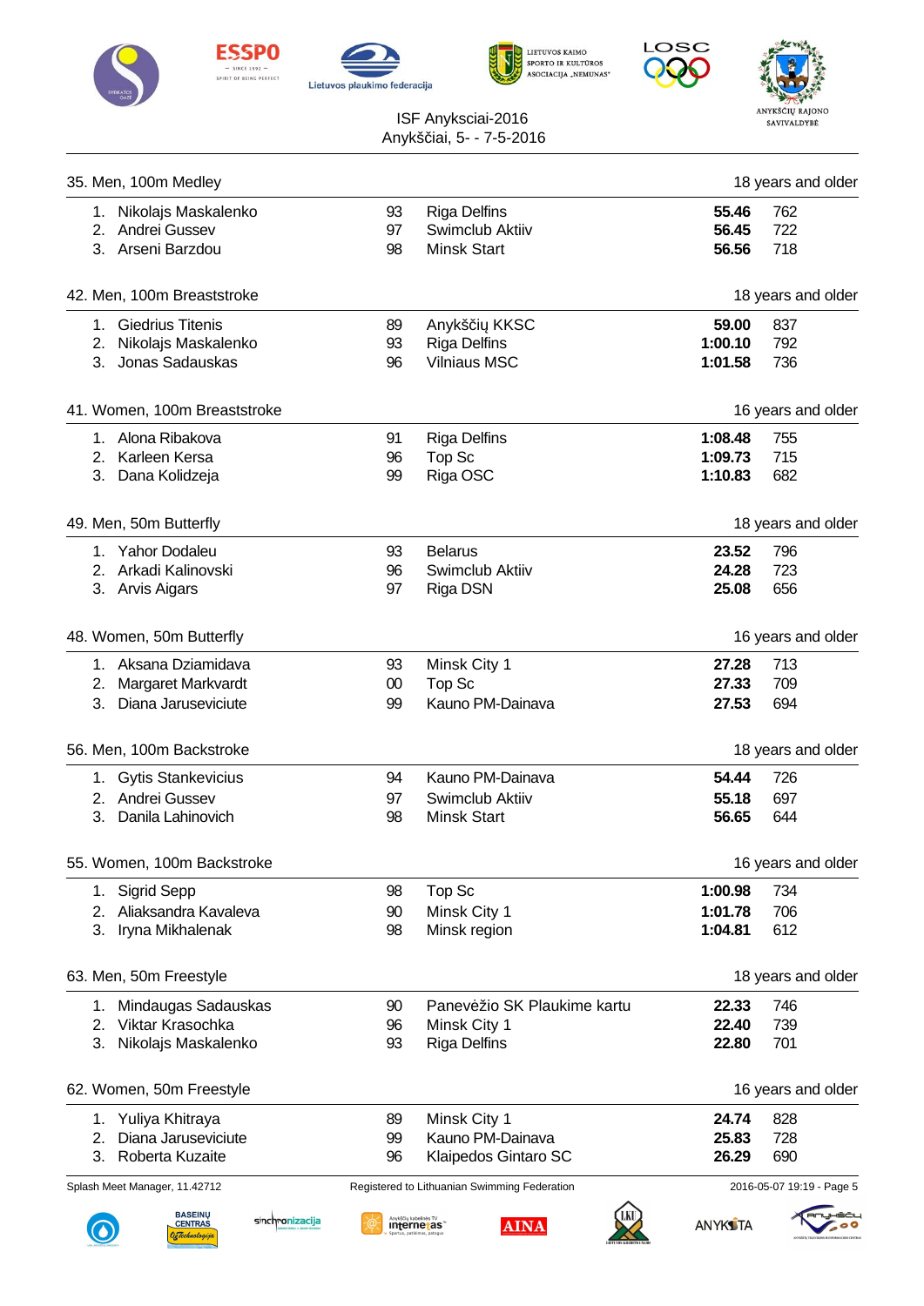ISF Anyksciai-2016
Anykščiai, 5- - 7-5-2016

## 35. Men, 100m Medley — 18 years and older

| | Name | YB | Club | Time | Points |
|---|---|---|---|---|---|
| 1. | Nikolajs Maskalenko | 93 | Riga Delfins | **55.46** | 762 |
| 2. | Andrei Gussev | 97 | Swimclub Aktiiv | **56.45** | 722 |
| 3. | Arseni Barzdou | 98 | Minsk Start | **56.56** | 718 |

## 42. Men, 100m Breaststroke — 18 years and older

| | Name | YB | Club | Time | Points |
|---|---|---|---|---|---|
| 1. | Giedrius Titenis | 89 | Anykščių KKSC | **59.00** | 837 |
| 2. | Nikolajs Maskalenko | 93 | Riga Delfins | **1:00.10** | 792 |
| 3. | Jonas Sadauskas | 96 | Vilniaus MSC | **1:01.58** | 736 |

## 41. Women, 100m Breaststroke — 16 years and older

| | Name | YB | Club | Time | Points |
|---|---|---|---|---|---|
| 1. | Alona Ribakova | 91 | Riga Delfins | **1:08.48** | 755 |
| 2. | Karleen Kersa | 96 | Top Sc | **1:09.73** | 715 |
| 3. | Dana Kolidzeja | 99 | Riga OSC | **1:10.83** | 682 |

## 49. Men, 50m Butterfly — 18 years and older

| | Name | YB | Club | Time | Points |
|---|---|---|---|---|---|
| 1. | Yahor Dodaleu | 93 | Belarus | **23.52** | 796 |
| 2. | Arkadi Kalinovski | 96 | Swimclub Aktiiv | **24.28** | 723 |
| 3. | Arvis Aigars | 97 | Riga DSN | **25.08** | 656 |

## 48. Women, 50m Butterfly — 16 years and older

| | Name | YB | Club | Time | Points |
|---|---|---|---|---|---|
| 1. | Aksana Dziamidava | 93 | Minsk City 1 | **27.28** | 713 |
| 2. | Margaret Markvardt | 00 | Top Sc | **27.33** | 709 |
| 3. | Diana Jaruseviciute | 99 | Kauno PM-Dainava | **27.53** | 694 |

## 56. Men, 100m Backstroke — 18 years and older

| | Name | YB | Club | Time | Points |
|---|---|---|---|---|---|
| 1. | Gytis Stankevicius | 94 | Kauno PM-Dainava | **54.44** | 726 |
| 2. | Andrei Gussev | 97 | Swimclub Aktiiv | **55.18** | 697 |
| 3. | Danila Lahinovich | 98 | Minsk Start | **56.65** | 644 |

## 55. Women, 100m Backstroke — 16 years and older

| | Name | YB | Club | Time | Points |
|---|---|---|---|---|---|
| 1. | Sigrid Sepp | 98 | Top Sc | **1:00.98** | 734 |
| 2. | Aliaksandra Kavaleva | 90 | Minsk City 1 | **1:01.78** | 706 |
| 3. | Iryna Mikhalenak | 98 | Minsk region | **1:04.81** | 612 |

## 63. Men, 50m Freestyle — 18 years and older

| | Name | YB | Club | Time | Points |
|---|---|---|---|---|---|
| 1. | Mindaugas Sadauskas | 90 | Panevėžio SK Plaukime kartu | **22.33** | 746 |
| 2. | Viktar Krasochka | 96 | Minsk City 1 | **22.40** | 739 |
| 3. | Nikolajs Maskalenko | 93 | Riga Delfins | **22.80** | 701 |

## 62. Women, 50m Freestyle — 16 years and older

| | Name | YB | Club | Time | Points |
|---|---|---|---|---|---|
| 1. | Yuliya Khitraya | 89 | Minsk City 1 | **24.74** | 828 |
| 2. | Diana Jaruseviciute | 99 | Kauno PM-Dainava | **25.83** | 728 |
| 3. | Roberta Kuzaite | 96 | Klaipedos Gintaro SC | **26.29** | 690 |

Splash Meet Manager, 11.42712 — Registered to Lithuanian Swimming Federation — 2016-05-07 19:19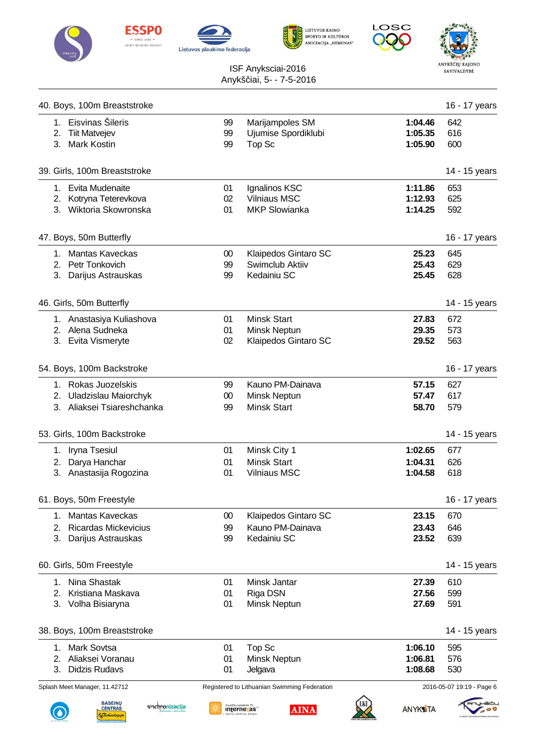ISF Anyksciai-2016
Anykščiai, 5- - 7-5-2016

## 40. Boys, 100m Breaststroke — 16 - 17 years

| Place | Name | YoB | Club | Time | Points |
|---|---|---|---|---|---|
| 1. | Eisvinas Šileris | 99 | Marijampoles SM | **1:04.46** | 642 |
| 2. | Tiit Matvejev | 99 | Ujumise Spordiklubi | **1:05.35** | 616 |
| 3. | Mark Kostin | 99 | Top Sc | **1:05.90** | 600 |

## 39. Girls, 100m Breaststroke — 14 - 15 years

| Place | Name | YoB | Club | Time | Points |
|---|---|---|---|---|---|
| 1. | Evita Mudenaite | 01 | Ignalinos KSC | **1:11.86** | 653 |
| 2. | Kotryna Teterevkova | 02 | Vilniaus MSC | **1:12.93** | 625 |
| 3. | Wiktoria Skowronska | 01 | MKP Slowianka | **1:14.25** | 592 |

## 47. Boys, 50m Butterfly — 16 - 17 years

| Place | Name | YoB | Club | Time | Points |
|---|---|---|---|---|---|
| 1. | Mantas Kaveckas | 00 | Klaipedos Gintaro SC | **25.23** | 645 |
| 2. | Petr Tonkovich | 99 | Swimclub Aktiiv | **25.43** | 629 |
| 3. | Darijus Astrauskas | 99 | Kedainiu SC | **25.45** | 628 |

## 46. Girls, 50m Butterfly — 14 - 15 years

| Place | Name | YoB | Club | Time | Points |
|---|---|---|---|---|---|
| 1. | Anastasiya Kuliashova | 01 | Minsk Start | **27.83** | 672 |
| 2. | Alena Sudneka | 01 | Minsk Neptun | **29.35** | 573 |
| 3. | Evita Vismeryte | 02 | Klaipedos Gintaro SC | **29.52** | 563 |

## 54. Boys, 100m Backstroke — 16 - 17 years

| Place | Name | YoB | Club | Time | Points |
|---|---|---|---|---|---|
| 1. | Rokas Juozelskis | 99 | Kauno PM-Dainava | **57.15** | 627 |
| 2. | Uladzislau Maiorchyk | 00 | Minsk Neptun | **57.47** | 617 |
| 3. | Aliaksei Tsiareshchanka | 99 | Minsk Start | **58.70** | 579 |

## 53. Girls, 100m Backstroke — 14 - 15 years

| Place | Name | YoB | Club | Time | Points |
|---|---|---|---|---|---|
| 1. | Iryna Tsesiul | 01 | Minsk City 1 | **1:02.65** | 677 |
| 2. | Darya Hanchar | 01 | Minsk Start | **1:04.31** | 626 |
| 3. | Anastasija Rogozina | 01 | Vilniaus MSC | **1:04.58** | 618 |

## 61. Boys, 50m Freestyle — 16 - 17 years

| Place | Name | YoB | Club | Time | Points |
|---|---|---|---|---|---|
| 1. | Mantas Kaveckas | 00 | Klaipedos Gintaro SC | **23.15** | 670 |
| 2. | Ricardas Mickevicius | 99 | Kauno PM-Dainava | **23.43** | 646 |
| 3. | Darijus Astrauskas | 99 | Kedainiu SC | **23.52** | 639 |

## 60. Girls, 50m Freestyle — 14 - 15 years

| Place | Name | YoB | Club | Time | Points |
|---|---|---|---|---|---|
| 1. | Nina Shastak | 01 | Minsk Jantar | **27.39** | 610 |
| 2. | Kristiana Maskava | 01 | Riga DSN | **27.56** | 599 |
| 3. | Volha Bisiaryna | 01 | Minsk Neptun | **27.69** | 591 |

## 38. Boys, 100m Breaststroke — 14 - 15 years

| Place | Name | YoB | Club | Time | Points |
|---|---|---|---|---|---|
| 1. | Mark Sovtsa | 01 | Top Sc | **1:06.10** | 595 |
| 2. | Aliaksei Voranau | 01 | Minsk Neptun | **1:06.81** | 576 |
| 3. | Didzis Rudavs | 01 | Jelgava | **1:08.68** | 530 |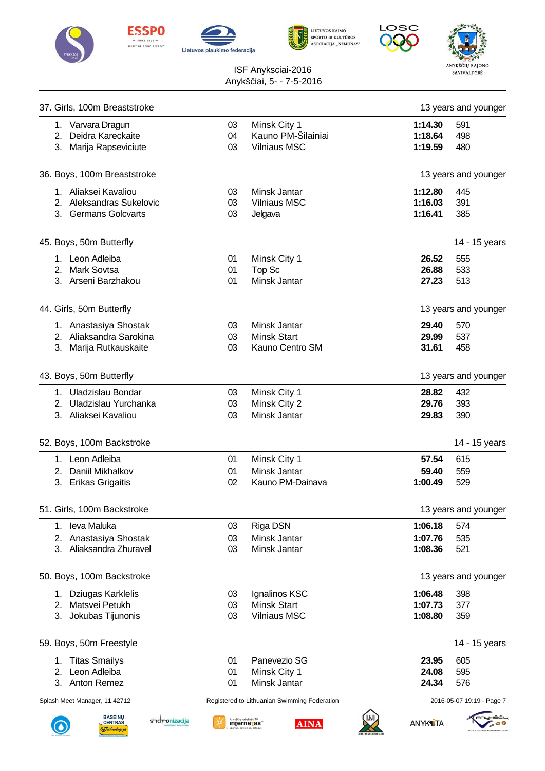ISF Anyksciai-2016
Anykščiai, 5- - 7-5-2016

## 37. Girls, 100m Breaststroke — 13 years and younger

| Place | Name | YOB | Club | Time | Points |
|---|---|---|---|---|---|
| 1. | Varvara Dragun | 03 | Minsk City 1 | **1:14.30** | 591 |
| 2. | Deidra Kareckaite | 04 | Kauno PM-Šilainiai | **1:18.64** | 498 |
| 3. | Marija Rapseviciute | 03 | Vilniaus MSC | **1:19.59** | 480 |

## 36. Boys, 100m Breaststroke — 13 years and younger

| Place | Name | YOB | Club | Time | Points |
|---|---|---|---|---|---|
| 1. | Aliaksei Kavaliou | 03 | Minsk Jantar | **1:12.80** | 445 |
| 2. | Aleksandras Sukelovic | 03 | Vilniaus MSC | **1:16.03** | 391 |
| 3. | Germans Golcvarts | 03 | Jelgava | **1:16.41** | 385 |

## 45. Boys, 50m Butterfly — 14 - 15 years

| Place | Name | YOB | Club | Time | Points |
|---|---|---|---|---|---|
| 1. | Leon Adleiba | 01 | Minsk City 1 | **26.52** | 555 |
| 2. | Mark Sovtsa | 01 | Top Sc | **26.88** | 533 |
| 3. | Arseni Barzhakou | 01 | Minsk Jantar | **27.23** | 513 |

## 44. Girls, 50m Butterfly — 13 years and younger

| Place | Name | YOB | Club | Time | Points |
|---|---|---|---|---|---|
| 1. | Anastasiya Shostak | 03 | Minsk Jantar | **29.40** | 570 |
| 2. | Aliaksandra Sarokina | 03 | Minsk Start | **29.99** | 537 |
| 3. | Marija Rutkauskaite | 03 | Kauno Centro SM | **31.61** | 458 |

## 43. Boys, 50m Butterfly — 13 years and younger

| Place | Name | YOB | Club | Time | Points |
|---|---|---|---|---|---|
| 1. | Uladzislau Bondar | 03 | Minsk City 1 | **28.82** | 432 |
| 2. | Uladzislau Yurchanka | 03 | Minsk City 2 | **29.76** | 393 |
| 3. | Aliaksei Kavaliou | 03 | Minsk Jantar | **29.83** | 390 |

## 52. Boys, 100m Backstroke — 14 - 15 years

| Place | Name | YOB | Club | Time | Points |
|---|---|---|---|---|---|
| 1. | Leon Adleiba | 01 | Minsk City 1 | **57.54** | 615 |
| 2. | Daniil Mikhalkov | 01 | Minsk Jantar | **59.40** | 559 |
| 3. | Erikas Grigaitis | 02 | Kauno PM-Dainava | **1:00.49** | 529 |

## 51. Girls, 100m Backstroke — 13 years and younger

| Place | Name | YOB | Club | Time | Points |
|---|---|---|---|---|---|
| 1. | Ieva Maluka | 03 | Riga DSN | **1:06.18** | 574 |
| 2. | Anastasiya Shostak | 03 | Minsk Jantar | **1:07.76** | 535 |
| 3. | Aliaksandra Zhuravel | 03 | Minsk Jantar | **1:08.36** | 521 |

## 50. Boys, 100m Backstroke — 13 years and younger

| Place | Name | YOB | Club | Time | Points |
|---|---|---|---|---|---|
| 1. | Dziugas Karklelis | 03 | Ignalinos KSC | **1:06.48** | 398 |
| 2. | Matsvei Petukh | 03 | Minsk Start | **1:07.73** | 377 |
| 3. | Jokubas Tijunonis | 03 | Vilniaus MSC | **1:08.80** | 359 |

## 59. Boys, 50m Freestyle — 14 - 15 years

| Place | Name | YOB | Club | Time | Points |
|---|---|---|---|---|---|
| 1. | Titas Smailys | 01 | Panevezio SG | **23.95** | 605 |
| 2. | Leon Adleiba | 01 | Minsk City 1 | **24.08** | 595 |
| 3. | Anton Remez | 01 | Minsk Jantar | **24.34** | 576 |

Splash Meet Manager, 11.42712 — Registered to Lithuanian Swimming Federation — 2016-05-07 19:19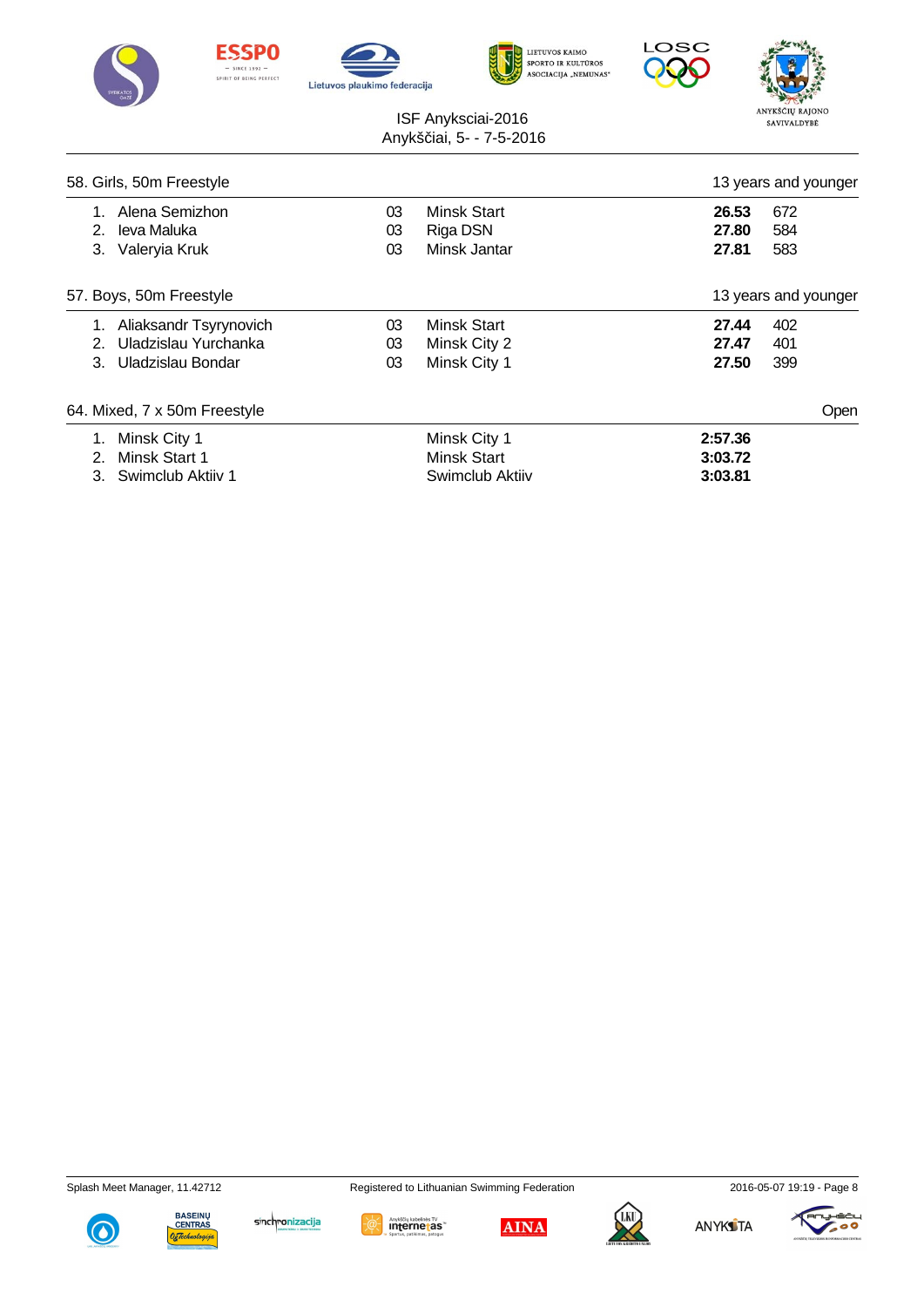ISF Anyksciai-2016
Anykščiai, 5- - 7-5-2016

## 58. Girls, 50m Freestyle — 13 years and younger

| | | | | | |
|---|---|---|---|---|---|
| 1. | Alena Semizhon | 03 | Minsk Start | **26.53** | 672 |
| 2. | Ieva Maluka | 03 | Riga DSN | **27.80** | 584 |
| 3. | Valeryia Kruk | 03 | Minsk Jantar | **27.81** | 583 |

## 57. Boys, 50m Freestyle — 13 years and younger

| | | | | | |
|---|---|---|---|---|---|
| 1. | Aliaksandr Tsyrynovich | 03 | Minsk Start | **27.44** | 402 |
| 2. | Uladzislau Yurchanka | 03 | Minsk City 2 | **27.47** | 401 |
| 3. | Uladzislau Bondar | 03 | Minsk City 1 | **27.50** | 399 |

## 64. Mixed, 7 x 50m Freestyle — Open

| | | | |
|---|---|---|---|
| 1. | Minsk City 1 | Minsk City 1 | **2:57.36** |
| 2. | Minsk Start 1 | Minsk Start | **3:03.72** |
| 3. | Swimclub Aktiiv 1 | Swimclub Aktiiv | **3:03.81** |

Splash Meet Manager, 11.42712 — Registered to Lithuanian Swimming Federation — 2016-05-07 19:19